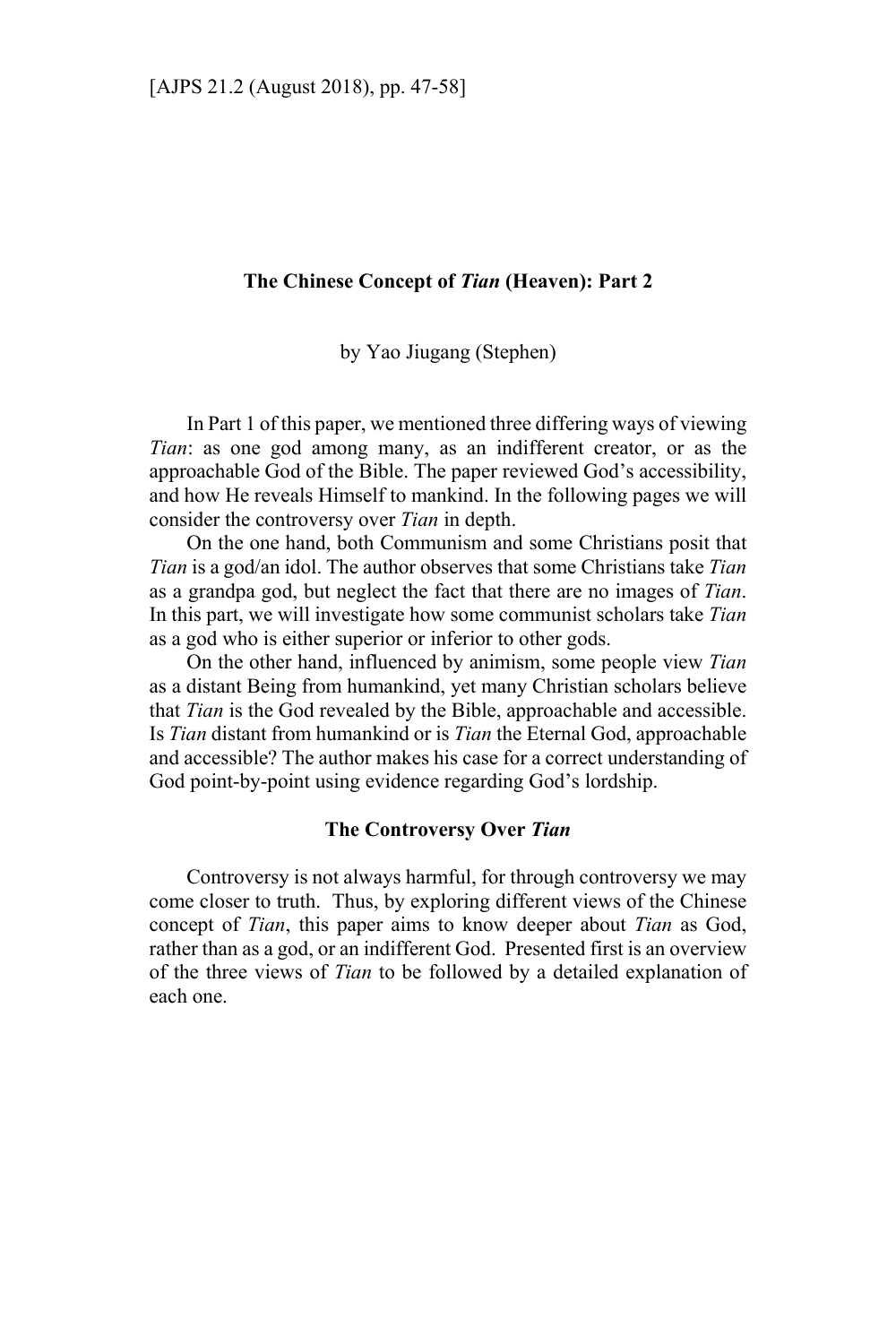# The Chinese Concept of *Tian* (Heaven): Part 2

by Yao Jiugang (Stephen)

In Part 1 of this paper, we mentioned three differing ways of viewing *Tian*: as one god among many, as an indifferent creator, or as the approachable God of the Bible. The paper reviewed God's accessibility, and how He reveals Himself to mankind. In the following pages we will consider the controversy over *Tian* in depth.

On the one hand, both Communism and some Christians posit that *Tian* is a god/an idol. The author observes that some Christians take *Tian* as a grandpa god, but neglect the fact that there are no images of *Tian*. In this part, we will investigate how some communist scholars take *Tian* as a god who is either superior or inferior to other gods.

On the other hand, influenced by animism, some people view *Tian* as a distant Being from humankind, yet many Christian scholars believe that *Tian* is the God revealed by the Bible, approachable and accessible. Is *Tian* distant from humankind or is *Tian* the Eternal God, approachable and accessible? The author makes his case for a correct understanding of God point-by-point using evidence regarding God's lordship.

## The Controversy Over *Tian*

Controversy is not always harmful, for through controversy we may come closer to truth. Thus, by exploring different views of the Chinese concept of *Tian*, this paper aims to know deeper about *Tian* as God, rather than as a god, or an indifferent God. Presented first is an overview of the three views of *Tian* to be followed by a detailed explanation of each one.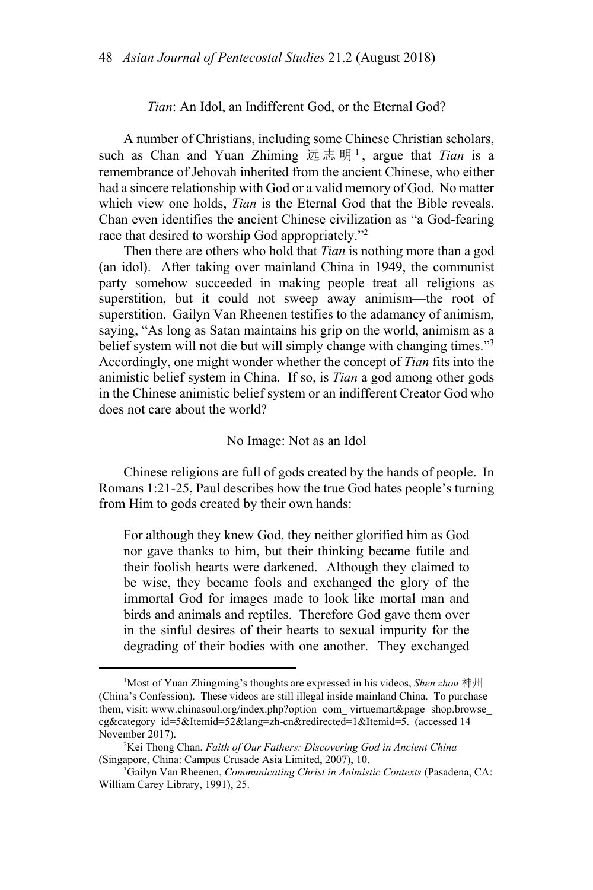## *Tian*: An Idol, an Indifferent God, or the Eternal God?

A number of Christians, including some Chinese Christian scholars, such as Chan and Yuan Zhiming 远志明[1], argue that *Tian* is a remembrance of Jehovah inherited from the ancient Chinese, who either had a sincere relationship with God or a valid memory of God. No matter which view one holds, *Tian* is the Eternal God that the Bible reveals. Chan even identifies the ancient Chinese civilization as "a God-fearing race that desired to worship God appropriately."[2]

Then there are others who hold that *Tian* is nothing more than a god (an idol). After taking over mainland China in 1949, the communist party somehow succeeded in making people treat all religions as superstition, but it could not sweep away animism—the root of superstition. Gailyn Van Rheenen testifies to the adamancy of animism, saying, "As long as Satan maintains his grip on the world, animism as a belief system will not die but will simply change with changing times."[3] Accordingly, one might wonder whether the concept of *Tian* fits into the animistic belief system in China. If so, is *Tian* a god among other gods in the Chinese animistic belief system or an indifferent Creator God who does not care about the world?

### No Image: Not as an Idol

Chinese religions are full of gods created by the hands of people. In Romans 1:21-25, Paul describes how the true God hates people's turning from Him to gods created by their own hands:

> For although they knew God, they neither glorified him as God nor gave thanks to him, but their thinking became futile and their foolish hearts were darkened. Although they claimed to be wise, they became fools and exchanged the glory of the immortal God for images made to look like mortal man and birds and animals and reptiles. Therefore God gave them over in the sinful desires of their hearts to sexual impurity for the degrading of their bodies with one another. They exchanged

---

[1] Most of Yuan Zhingming's thoughts are expressed in his videos, *Shen zhou* 神州 (China's Confession). These videos are still illegal inside mainland China. To purchase them, visit: www.chinasoul.org/index.php?option=com_ virtuemart&page=shop.browse_ cg&category_id=5&Itemid=52&lang=zh-cn&redirected=1&Itemid=5. (accessed 14 November 2017).

[2] Kei Thong Chan, *Faith of Our Fathers: Discovering God in Ancient China* (Singapore, China: Campus Crusade Asia Limited, 2007), 10.

[3] Gailyn Van Rheenen, *Communicating Christ in Animistic Contexts* (Pasadena, CA: William Carey Library, 1991), 25.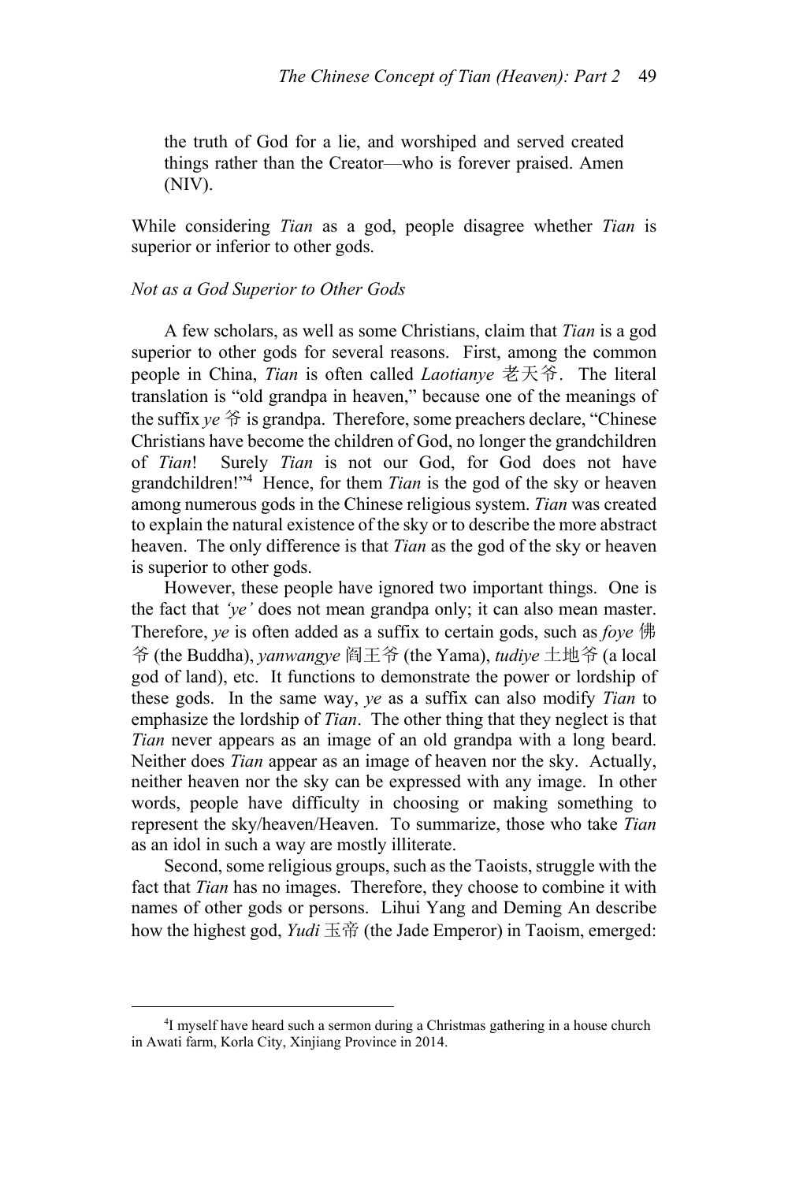the truth of God for a lie, and worshiped and served created things rather than the Creator—who is forever praised. Amen (NIV).

While considering *Tian* as a god, people disagree whether *Tian* is superior or inferior to other gods.

*Not as a God Superior to Other Gods*

A few scholars, as well as some Christians, claim that *Tian* is a god superior to other gods for several reasons. First, among the common people in China, *Tian* is often called *Laotianye* 老天爷. The literal translation is "old grandpa in heaven," because one of the meanings of the suffix *ye* 爷 is grandpa. Therefore, some preachers declare, "Chinese Christians have become the children of God, no longer the grandchildren of *Tian*! Surely *Tian* is not our God, for God does not have grandchildren!"[4] Hence, for them *Tian* is the god of the sky or heaven among numerous gods in the Chinese religious system. *Tian* was created to explain the natural existence of the sky or to describe the more abstract heaven. The only difference is that *Tian* as the god of the sky or heaven is superior to other gods.

However, these people have ignored two important things. One is the fact that *'ye'* does not mean grandpa only; it can also mean master. Therefore, *ye* is often added as a suffix to certain gods, such as *foye* 佛爷 (the Buddha), *yanwangye* 阎王爷 (the Yama), *tudiye* 土地爷 (a local god of land), etc. It functions to demonstrate the power or lordship of these gods. In the same way, *ye* as a suffix can also modify *Tian* to emphasize the lordship of *Tian*. The other thing that they neglect is that *Tian* never appears as an image of an old grandpa with a long beard. Neither does *Tian* appear as an image of heaven nor the sky. Actually, neither heaven nor the sky can be expressed with any image. In other words, people have difficulty in choosing or making something to represent the sky/heaven/Heaven. To summarize, those who take *Tian* as an idol in such a way are mostly illiterate.

Second, some religious groups, such as the Taoists, struggle with the fact that *Tian* has no images. Therefore, they choose to combine it with names of other gods or persons. Lihui Yang and Deming An describe how the highest god, *Yudi* 玉帝 (the Jade Emperor) in Taoism, emerged:

---

[4] I myself have heard such a sermon during a Christmas gathering in a house church in Awati farm, Korla City, Xinjiang Province in 2014.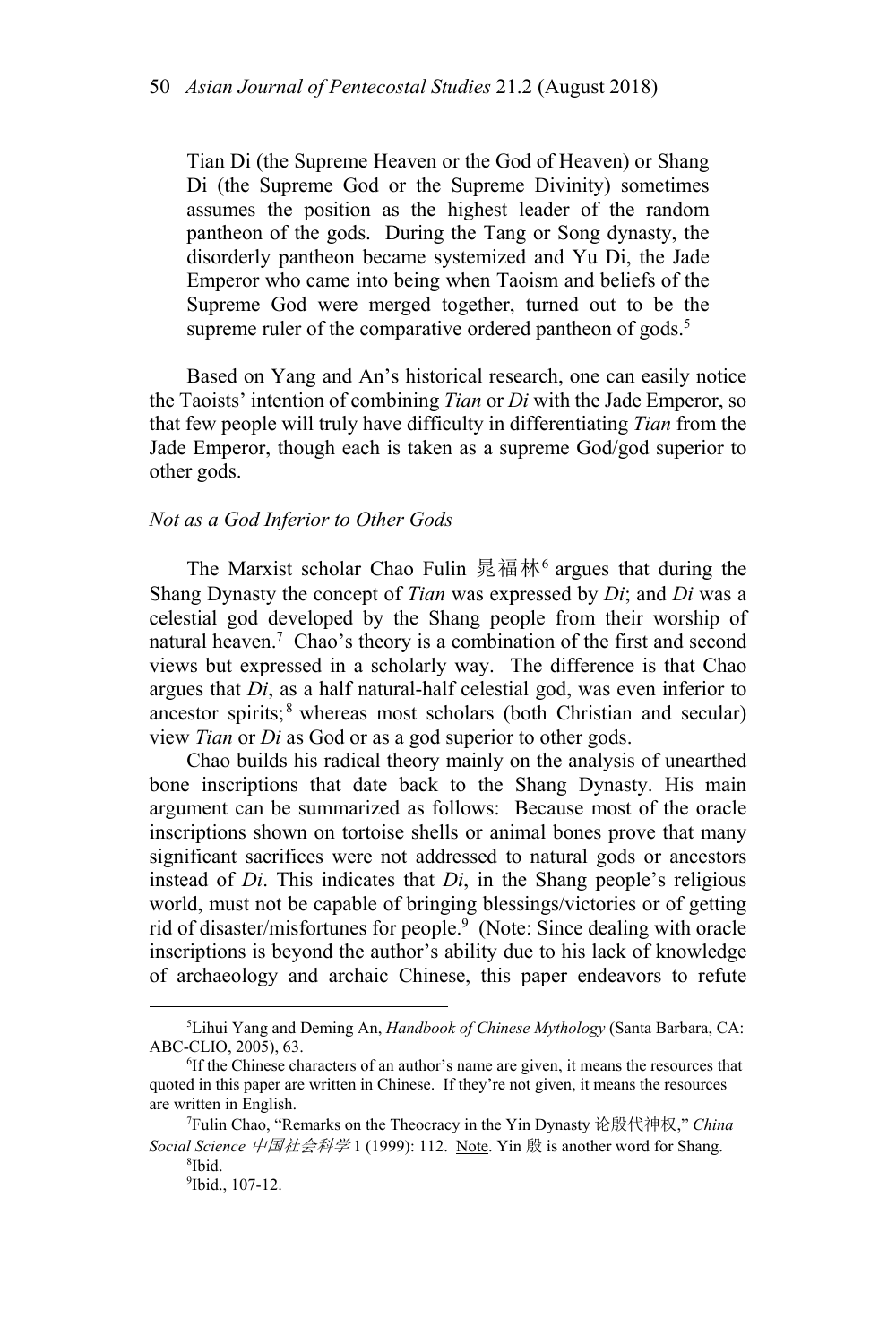> Tian Di (the Supreme Heaven or the God of Heaven) or Shang Di (the Supreme God or the Supreme Divinity) sometimes assumes the position as the highest leader of the random pantheon of the gods. During the Tang or Song dynasty, the disorderly pantheon became systemized and Yu Di, the Jade Emperor who came into being when Taoism and beliefs of the Supreme God were merged together, turned out to be the supreme ruler of the comparative ordered pantheon of gods.[5]

Based on Yang and An's historical research, one can easily notice the Taoists' intention of combining *Tian* or *Di* with the Jade Emperor, so that few people will truly have difficulty in differentiating *Tian* from the Jade Emperor, though each is taken as a supreme God/god superior to other gods.

### *Not as a God Inferior to Other Gods*

The Marxist scholar Chao Fulin 晁福林[6] argues that during the Shang Dynasty the concept of *Tian* was expressed by *Di*; and *Di* was a celestial god developed by the Shang people from their worship of natural heaven.[7] Chao's theory is a combination of the first and second views but expressed in a scholarly way. The difference is that Chao argues that *Di*, as a half natural-half celestial god, was even inferior to ancestor spirits;[8] whereas most scholars (both Christian and secular) view *Tian* or *Di* as God or as a god superior to other gods.

Chao builds his radical theory mainly on the analysis of unearthed bone inscriptions that date back to the Shang Dynasty. His main argument can be summarized as follows: Because most of the oracle inscriptions shown on tortoise shells or animal bones prove that many significant sacrifices were not addressed to natural gods or ancestors instead of *Di*. This indicates that *Di*, in the Shang people's religious world, must not be capable of bringing blessings/victories or of getting rid of disaster/misfortunes for people.[9] (Note: Since dealing with oracle inscriptions is beyond the author's ability due to his lack of knowledge of archaeology and archaic Chinese, this paper endeavors to refute

---

[5] Lihui Yang and Deming An, *Handbook of Chinese Mythology* (Santa Barbara, CA: ABC-CLIO, 2005), 63.

[6] If the Chinese characters of an author's name are given, it means the resources that quoted in this paper are written in Chinese. If they're not given, it means the resources are written in English.

[7] Fulin Chao, "Remarks on the Theocracy in the Yin Dynasty 论殷代神权," *China Social Science 中国社会科学* 1 (1999): 112. Note. Yin 殷 is another word for Shang.

[8] Ibid.

[9] Ibid., 107-12.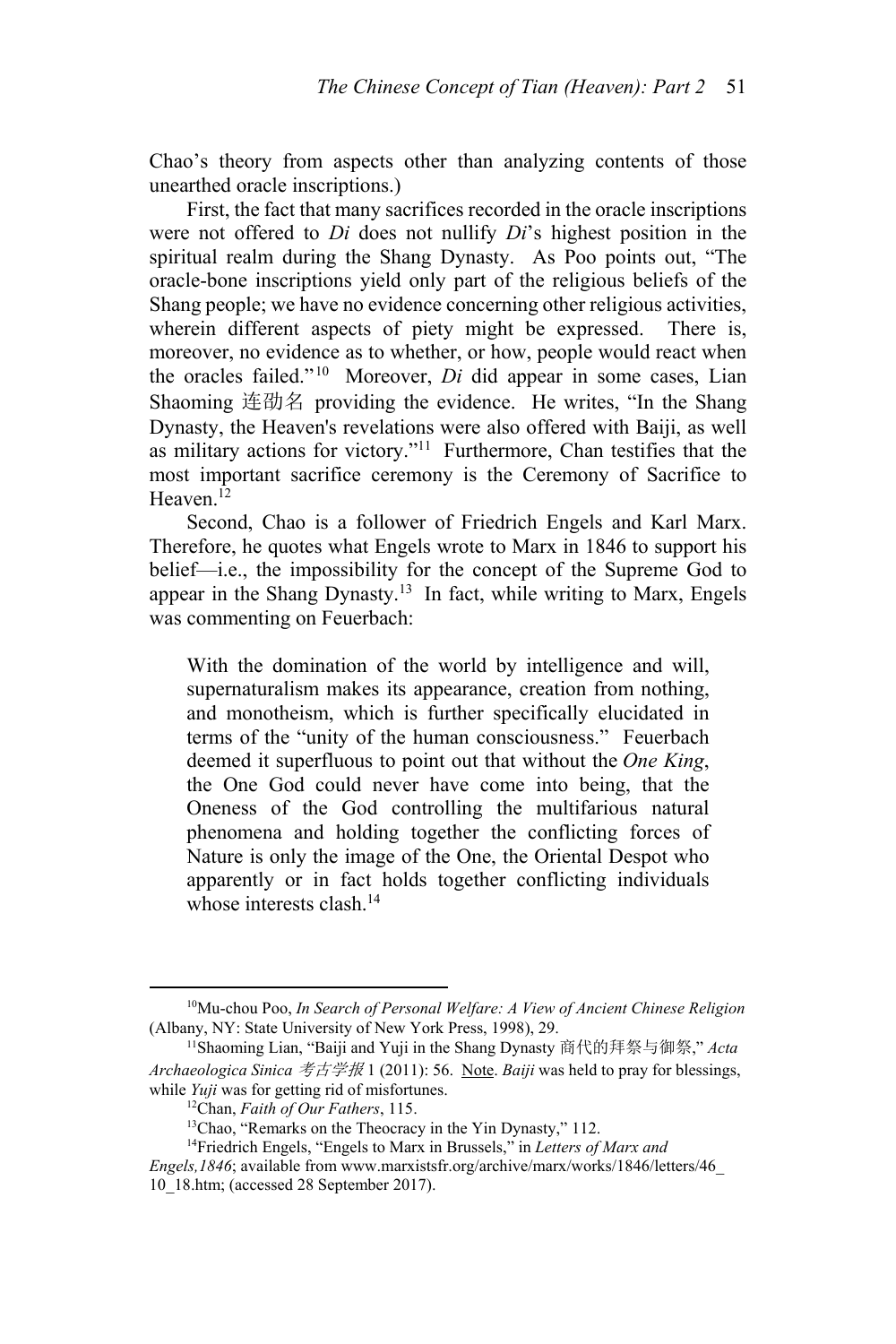Chao's theory from aspects other than analyzing contents of those unearthed oracle inscriptions.)

First, the fact that many sacrifices recorded in the oracle inscriptions were not offered to *Di* does not nullify *Di*'s highest position in the spiritual realm during the Shang Dynasty. As Poo points out, "The oracle-bone inscriptions yield only part of the religious beliefs of the Shang people; we have no evidence concerning other religious activities, wherein different aspects of piety might be expressed. There is, moreover, no evidence as to whether, or how, people would react when the oracles failed."[10] Moreover, *Di* did appear in some cases, Lian Shaoming 连劭名 providing the evidence. He writes, "In the Shang Dynasty, the Heaven's revelations were also offered with Baiji, as well as military actions for victory."[11] Furthermore, Chan testifies that the most important sacrifice ceremony is the Ceremony of Sacrifice to Heaven.[12]

Second, Chao is a follower of Friedrich Engels and Karl Marx. Therefore, he quotes what Engels wrote to Marx in 1846 to support his belief—i.e., the impossibility for the concept of the Supreme God to appear in the Shang Dynasty.[13] In fact, while writing to Marx, Engels was commenting on Feuerbach:

> With the domination of the world by intelligence and will, supernaturalism makes its appearance, creation from nothing, and monotheism, which is further specifically elucidated in terms of the "unity of the human consciousness." Feuerbach deemed it superfluous to point out that without the *One King*, the One God could never have come into being, that the Oneness of the God controlling the multifarious natural phenomena and holding together the conflicting forces of Nature is only the image of the One, the Oriental Despot who apparently or in fact holds together conflicting individuals whose interests clash.[14]

---

[10] Mu-chou Poo, *In Search of Personal Welfare: A View of Ancient Chinese Religion* (Albany, NY: State University of New York Press, 1998), 29.

[11] Shaoming Lian, "Baiji and Yuji in the Shang Dynasty 商代的拜祭与御祭," *Acta Archaeologica Sinica 考古学报* 1 (2011): 56. Note. *Baiji* was held to pray for blessings, while *Yuji* was for getting rid of misfortunes.

[12] Chan, *Faith of Our Fathers*, 115.

[13] Chao, "Remarks on the Theocracy in the Yin Dynasty," 112.

[14] Friedrich Engels, "Engels to Marx in Brussels," in *Letters of Marx and Engels,1846*; available from www.marxistsfr.org/archive/marx/works/1846/letters/46_10_18.htm; (accessed 28 September 2017).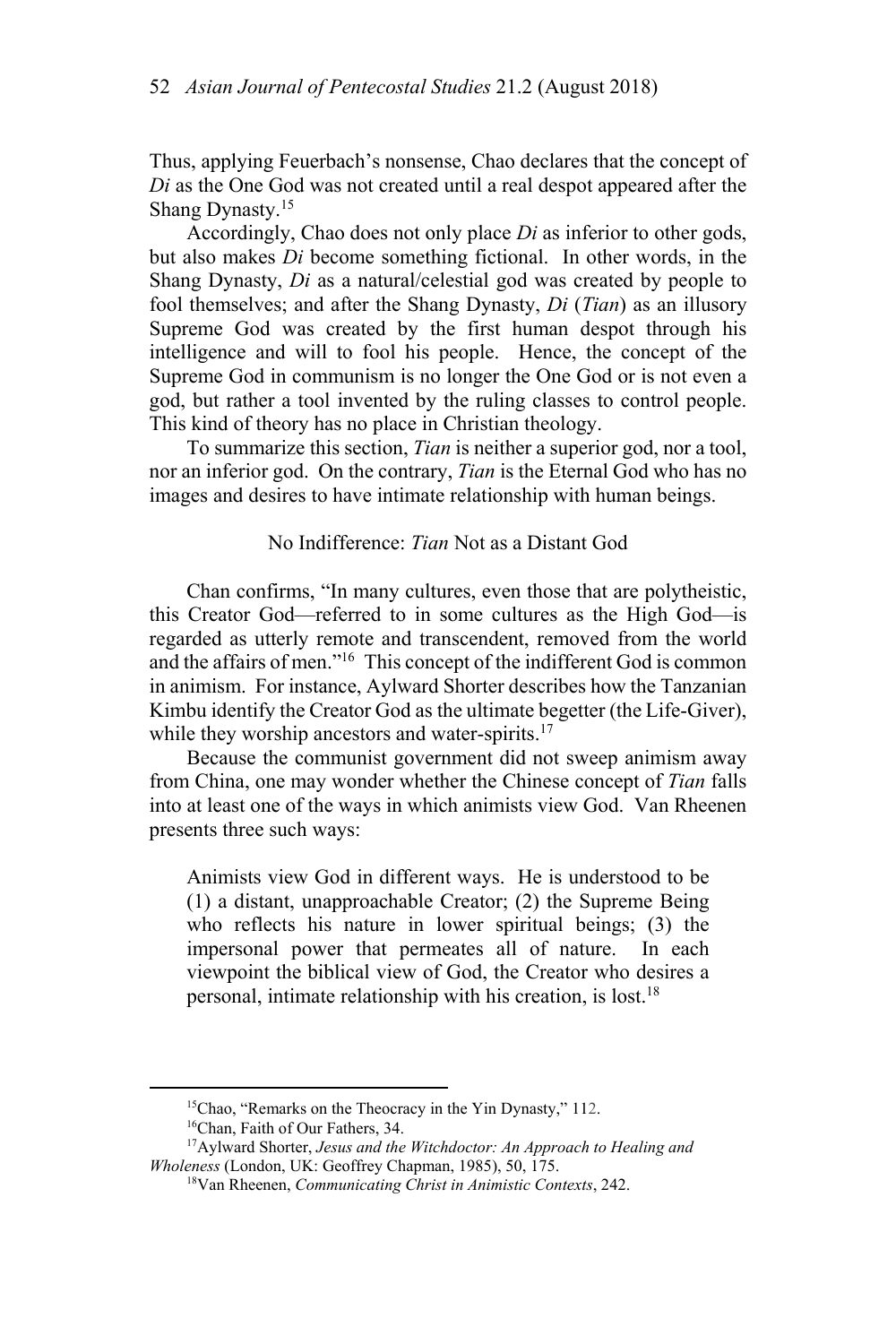Thus, applying Feuerbach's nonsense, Chao declares that the concept of *Di* as the One God was not created until a real despot appeared after the Shang Dynasty.[15]

Accordingly, Chao does not only place *Di* as inferior to other gods, but also makes *Di* become something fictional. In other words, in the Shang Dynasty, *Di* as a natural/celestial god was created by people to fool themselves; and after the Shang Dynasty, *Di* (*Tian*) as an illusory Supreme God was created by the first human despot through his intelligence and will to fool his people. Hence, the concept of the Supreme God in communism is no longer the One God or is not even a god, but rather a tool invented by the ruling classes to control people. This kind of theory has no place in Christian theology.

To summarize this section, *Tian* is neither a superior god, nor a tool, nor an inferior god. On the contrary, *Tian* is the Eternal God who has no images and desires to have intimate relationship with human beings.

### No Indifference: *Tian* Not as a Distant God

Chan confirms, "In many cultures, even those that are polytheistic, this Creator God—referred to in some cultures as the High God—is regarded as utterly remote and transcendent, removed from the world and the affairs of men."[16] This concept of the indifferent God is common in animism. For instance, Aylward Shorter describes how the Tanzanian Kimbu identify the Creator God as the ultimate begetter (the Life-Giver), while they worship ancestors and water-spirits.[17]

Because the communist government did not sweep animism away from China, one may wonder whether the Chinese concept of *Tian* falls into at least one of the ways in which animists view God. Van Rheenen presents three such ways:

> Animists view God in different ways. He is understood to be (1) a distant, unapproachable Creator; (2) the Supreme Being who reflects his nature in lower spiritual beings; (3) the impersonal power that permeates all of nature. In each viewpoint the biblical view of God, the Creator who desires a personal, intimate relationship with his creation, is lost.[18]

---

[15] Chao, "Remarks on the Theocracy in the Yin Dynasty," 112.

[16] Chan, Faith of Our Fathers, 34.

[17] Aylward Shorter, *Jesus and the Witchdoctor: An Approach to Healing and Wholeness* (London, UK: Geoffrey Chapman, 1985), 50, 175.

[18] Van Rheenen, *Communicating Christ in Animistic Contexts*, 242.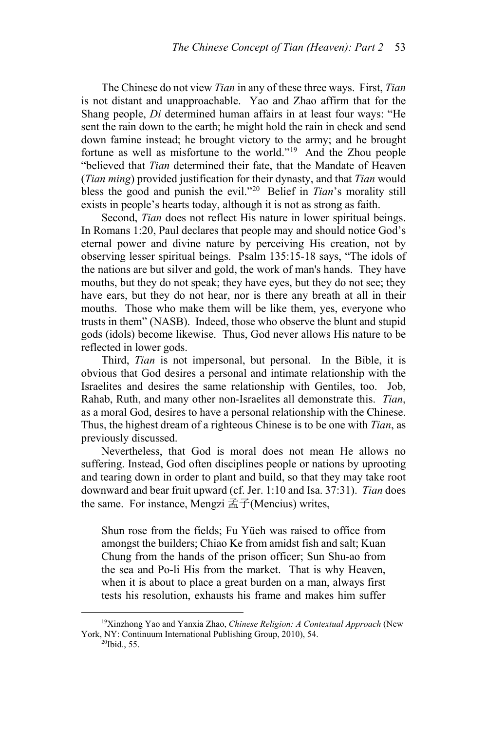The Chinese do not view *Tian* in any of these three ways. First, *Tian* is not distant and unapproachable. Yao and Zhao affirm that for the Shang people, *Di* determined human affairs in at least four ways: "He sent the rain down to the earth; he might hold the rain in check and send down famine instead; he brought victory to the army; and he brought fortune as well as misfortune to the world."[19] And the Zhou people "believed that *Tian* determined their fate, that the Mandate of Heaven (*Tian ming*) provided justification for their dynasty, and that *Tian* would bless the good and punish the evil."[20] Belief in *Tian*'s morality still exists in people's hearts today, although it is not as strong as faith.

Second, *Tian* does not reflect His nature in lower spiritual beings. In Romans 1:20, Paul declares that people may and should notice God's eternal power and divine nature by perceiving His creation, not by observing lesser spiritual beings. Psalm 135:15-18 says, "The idols of the nations are but silver and gold, the work of man's hands. They have mouths, but they do not speak; they have eyes, but they do not see; they have ears, but they do not hear, nor is there any breath at all in their mouths. Those who make them will be like them, yes, everyone who trusts in them" (NASB). Indeed, those who observe the blunt and stupid gods (idols) become likewise. Thus, God never allows His nature to be reflected in lower gods.

Third, *Tian* is not impersonal, but personal. In the Bible, it is obvious that God desires a personal and intimate relationship with the Israelites and desires the same relationship with Gentiles, too. Job, Rahab, Ruth, and many other non-Israelites all demonstrate this. *Tian*, as a moral God, desires to have a personal relationship with the Chinese. Thus, the highest dream of a righteous Chinese is to be one with *Tian*, as previously discussed.

Nevertheless, that God is moral does not mean He allows no suffering. Instead, God often disciplines people or nations by uprooting and tearing down in order to plant and build, so that they may take root downward and bear fruit upward (cf. Jer. 1:10 and Isa. 37:31). *Tian* does the same. For instance, Mengzi 孟子(Mencius) writes,

> Shun rose from the fields; Fu Yüeh was raised to office from amongst the builders; Chiao Ke from amidst fish and salt; Kuan Chung from the hands of the prison officer; Sun Shu-ao from the sea and Po-li His from the market. That is why Heaven, when it is about to place a great burden on a man, always first tests his resolution, exhausts his frame and makes him suffer

---

[19] Xinzhong Yao and Yanxia Zhao, *Chinese Religion: A Contextual Approach* (New York, NY: Continuum International Publishing Group, 2010), 54.

[20] Ibid., 55.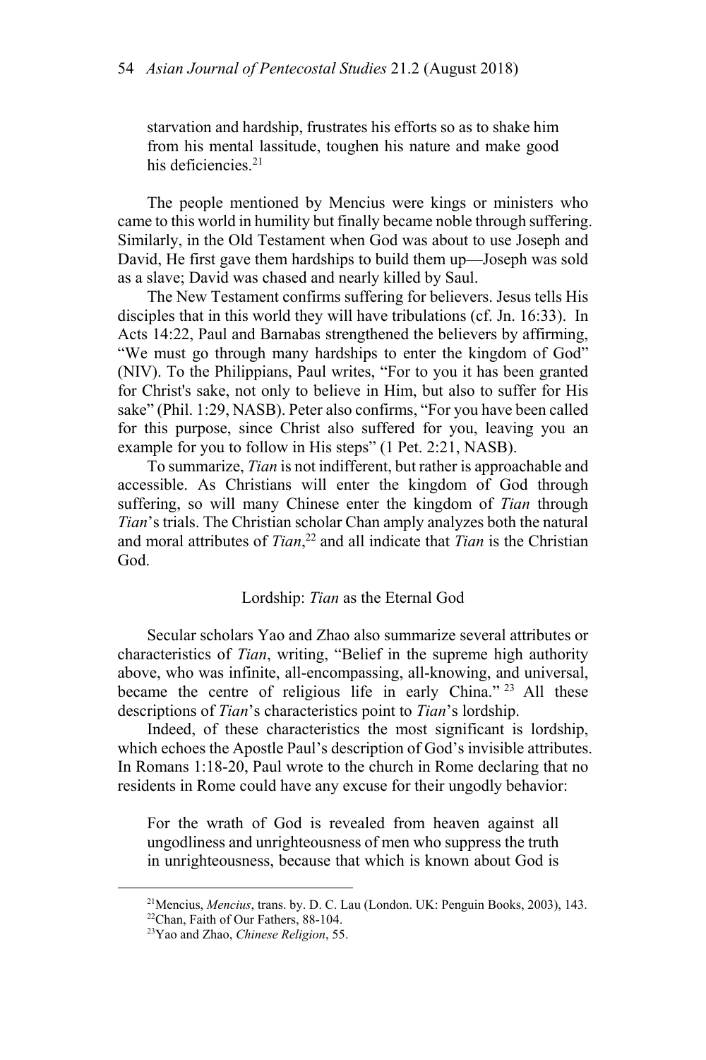> starvation and hardship, frustrates his efforts so as to shake him from his mental lassitude, toughen his nature and make good his deficiencies.[21]

The people mentioned by Mencius were kings or ministers who came to this world in humility but finally became noble through suffering. Similarly, in the Old Testament when God was about to use Joseph and David, He first gave them hardships to build them up—Joseph was sold as a slave; David was chased and nearly killed by Saul.

The New Testament confirms suffering for believers. Jesus tells His disciples that in this world they will have tribulations (cf. Jn. 16:33). In Acts 14:22, Paul and Barnabas strengthened the believers by affirming, "We must go through many hardships to enter the kingdom of God" (NIV). To the Philippians, Paul writes, "For to you it has been granted for Christ's sake, not only to believe in Him, but also to suffer for His sake" (Phil. 1:29, NASB). Peter also confirms, "For you have been called for this purpose, since Christ also suffered for you, leaving you an example for you to follow in His steps" (1 Pet. 2:21, NASB).

To summarize, *Tian* is not indifferent, but rather is approachable and accessible. As Christians will enter the kingdom of God through suffering, so will many Chinese enter the kingdom of *Tian* through *Tian*'s trials. The Christian scholar Chan amply analyzes both the natural and moral attributes of *Tian*,[22] and all indicate that *Tian* is the Christian God.

### Lordship: *Tian* as the Eternal God

Secular scholars Yao and Zhao also summarize several attributes or characteristics of *Tian*, writing, "Belief in the supreme high authority above, who was infinite, all-encompassing, all-knowing, and universal, became the centre of religious life in early China."[23] All these descriptions of *Tian*'s characteristics point to *Tian*'s lordship.

Indeed, of these characteristics the most significant is lordship, which echoes the Apostle Paul's description of God's invisible attributes. In Romans 1:18-20, Paul wrote to the church in Rome declaring that no residents in Rome could have any excuse for their ungodly behavior:

> For the wrath of God is revealed from heaven against all ungodliness and unrighteousness of men who suppress the truth in unrighteousness, because that which is known about God is

---

[21]Mencius, *Mencius*, trans. by. D. C. Lau (London. UK: Penguin Books, 2003), 143.
[22]Chan, Faith of Our Fathers, 88-104.
[23]Yao and Zhao, *Chinese Religion*, 55.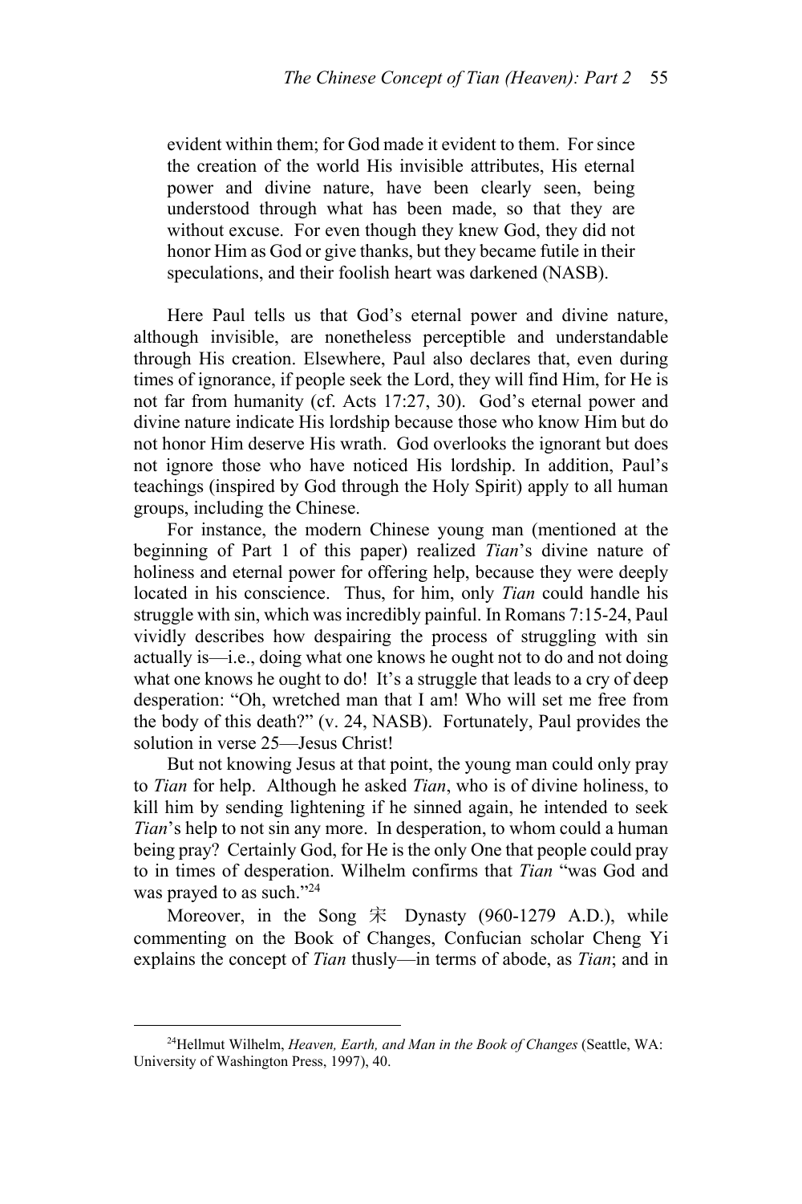> evident within them; for God made it evident to them. For since the creation of the world His invisible attributes, His eternal power and divine nature, have been clearly seen, being understood through what has been made, so that they are without excuse. For even though they knew God, they did not honor Him as God or give thanks, but they became futile in their speculations, and their foolish heart was darkened (NASB).

Here Paul tells us that God's eternal power and divine nature, although invisible, are nonetheless perceptible and understandable through His creation. Elsewhere, Paul also declares that, even during times of ignorance, if people seek the Lord, they will find Him, for He is not far from humanity (cf. Acts 17:27, 30). God's eternal power and divine nature indicate His lordship because those who know Him but do not honor Him deserve His wrath. God overlooks the ignorant but does not ignore those who have noticed His lordship. In addition, Paul's teachings (inspired by God through the Holy Spirit) apply to all human groups, including the Chinese.

For instance, the modern Chinese young man (mentioned at the beginning of Part 1 of this paper) realized *Tian*'s divine nature of holiness and eternal power for offering help, because they were deeply located in his conscience. Thus, for him, only *Tian* could handle his struggle with sin, which was incredibly painful. In Romans 7:15-24, Paul vividly describes how despairing the process of struggling with sin actually is—i.e., doing what one knows he ought not to do and not doing what one knows he ought to do! It's a struggle that leads to a cry of deep desperation: "Oh, wretched man that I am! Who will set me free from the body of this death?" (v. 24, NASB). Fortunately, Paul provides the solution in verse 25—Jesus Christ!

But not knowing Jesus at that point, the young man could only pray to *Tian* for help. Although he asked *Tian*, who is of divine holiness, to kill him by sending lightening if he sinned again, he intended to seek *Tian*'s help to not sin any more. In desperation, to whom could a human being pray? Certainly God, for He is the only One that people could pray to in times of desperation. Wilhelm confirms that *Tian* "was God and was prayed to as such."[24]

Moreover, in the Song 宋 Dynasty (960-1279 A.D.), while commenting on the Book of Changes, Confucian scholar Cheng Yi explains the concept of *Tian* thusly—in terms of abode, as *Tian*; and in

---

[24]Hellmut Wilhelm, *Heaven, Earth, and Man in the Book of Changes* (Seattle, WA: University of Washington Press, 1997), 40.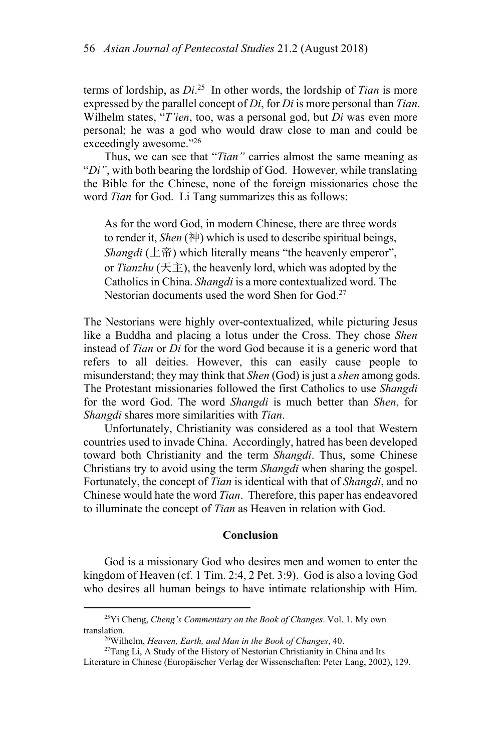terms of lordship, as *Di*.[25] In other words, the lordship of *Tian* is more expressed by the parallel concept of *Di*, for *Di* is more personal than *Tian*. Wilhelm states, "*T'ien*, too, was a personal god, but *Di* was even more personal; he was a god who would draw close to man and could be exceedingly awesome."[26]

Thus, we can see that "*Tian"* carries almost the same meaning as "*Di"*, with both bearing the lordship of God. However, while translating the Bible for the Chinese, none of the foreign missionaries chose the word *Tian* for God. Li Tang summarizes this as follows:

> As for the word God, in modern Chinese, there are three words to render it, *Shen* (神) which is used to describe spiritual beings, *Shangdi* (上帝) which literally means "the heavenly emperor", or *Tianzhu* (天主), the heavenly lord, which was adopted by the Catholics in China. *Shangdi* is a more contextualized word. The Nestorian documents used the word Shen for God.[27]

The Nestorians were highly over-contextualized, while picturing Jesus like a Buddha and placing a lotus under the Cross. They chose *Shen* instead of *Tian* or *Di* for the word God because it is a generic word that refers to all deities. However, this can easily cause people to misunderstand; they may think that *Shen* (God) is just a *shen* among gods. The Protestant missionaries followed the first Catholics to use *Shangdi* for the word God. The word *Shangdi* is much better than *Shen*, for *Shangdi* shares more similarities with *Tian*.

Unfortunately, Christianity was considered as a tool that Western countries used to invade China. Accordingly, hatred has been developed toward both Christianity and the term *Shangdi*. Thus, some Chinese Christians try to avoid using the term *Shangdi* when sharing the gospel. Fortunately, the concept of *Tian* is identical with that of *Shangdi*, and no Chinese would hate the word *Tian*. Therefore, this paper has endeavored to illuminate the concept of *Tian* as Heaven in relation with God.

## Conclusion

God is a missionary God who desires men and women to enter the kingdom of Heaven (cf. 1 Tim. 2:4, 2 Pet. 3:9). God is also a loving God who desires all human beings to have intimate relationship with Him.

---

[25] Yi Cheng, *Cheng's Commentary on the Book of Changes*. Vol. 1. My own translation.

[26] Wilhelm, *Heaven, Earth, and Man in the Book of Changes*, 40.

[27] Tang Li, A Study of the History of Nestorian Christianity in China and Its Literature in Chinese (Europäischer Verlag der Wissenschaften: Peter Lang, 2002), 129.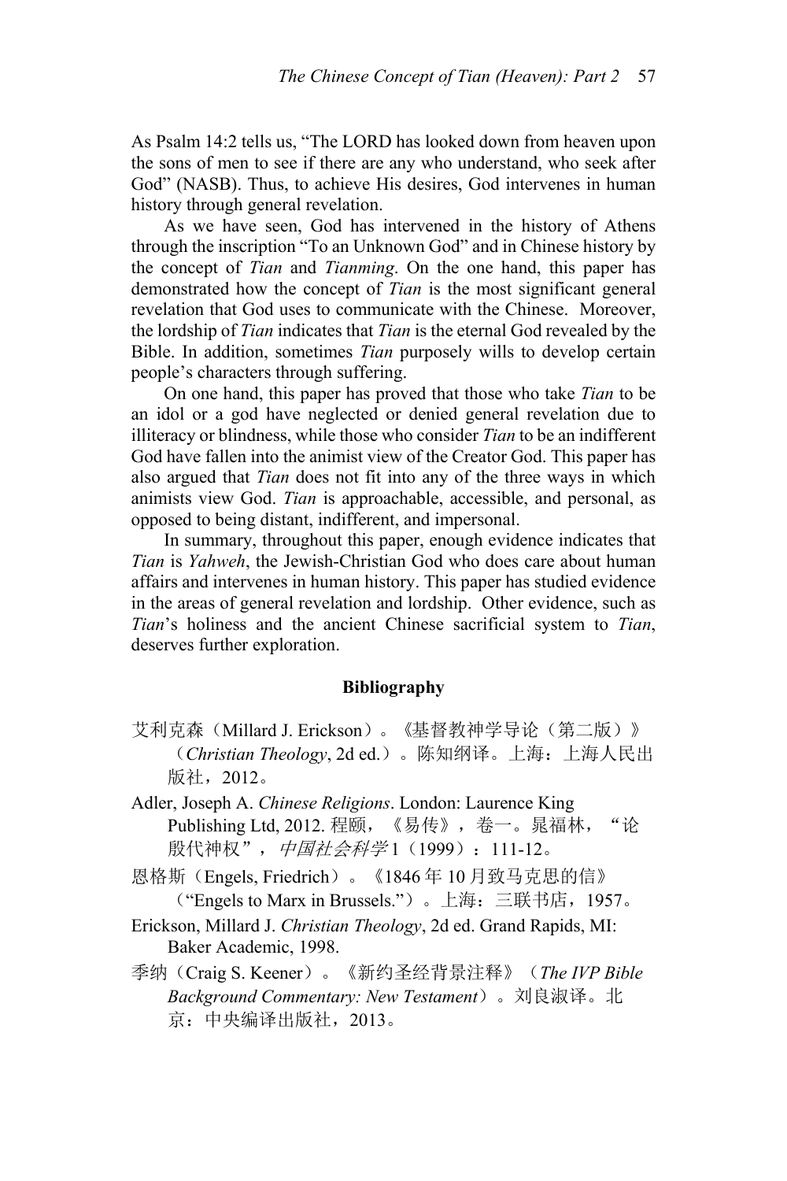As Psalm 14:2 tells us, "The LORD has looked down from heaven upon the sons of men to see if there are any who understand, who seek after God" (NASB). Thus, to achieve His desires, God intervenes in human history through general revelation.

As we have seen, God has intervened in the history of Athens through the inscription "To an Unknown God" and in Chinese history by the concept of *Tian* and *Tianming*. On the one hand, this paper has demonstrated how the concept of *Tian* is the most significant general revelation that God uses to communicate with the Chinese. Moreover, the lordship of *Tian* indicates that *Tian* is the eternal God revealed by the Bible. In addition, sometimes *Tian* purposely wills to develop certain people's characters through suffering.

On one hand, this paper has proved that those who take *Tian* to be an idol or a god have neglected or denied general revelation due to illiteracy or blindness, while those who consider *Tian* to be an indifferent God have fallen into the animist view of the Creator God. This paper has also argued that *Tian* does not fit into any of the three ways in which animists view God. *Tian* is approachable, accessible, and personal, as opposed to being distant, indifferent, and impersonal.

In summary, throughout this paper, enough evidence indicates that *Tian* is *Yahweh*, the Jewish-Christian God who does care about human affairs and intervenes in human history. This paper has studied evidence in the areas of general revelation and lordship. Other evidence, such as *Tian*'s holiness and the ancient Chinese sacrificial system to *Tian*, deserves further exploration.

**Bibliography**

艾利克森（Millard J. Erickson）。《基督教神学导论（第二版）》（*Christian Theology*, 2d ed.）。陈知纲译。上海：上海人民出版社，2012。

Adler, Joseph A. *Chinese Religions*. London: Laurence King Publishing Ltd, 2012. 程颐，《易传》，卷一。晁福林，"论殷代神权"，*中国社会科学* 1（1999）：111-12。

恩格斯（Engels, Friedrich）。《1846 年 10 月致马克思的信》（"Engels to Marx in Brussels."）。上海：三联书店，1957。

Erickson, Millard J. *Christian Theology*, 2d ed. Grand Rapids, MI: Baker Academic, 1998.

季纳（Craig S. Keener）。《新约圣经背景注释》（*The IVP Bible Background Commentary: New Testament*）。刘良淑译。北京：中央编译出版社，2013。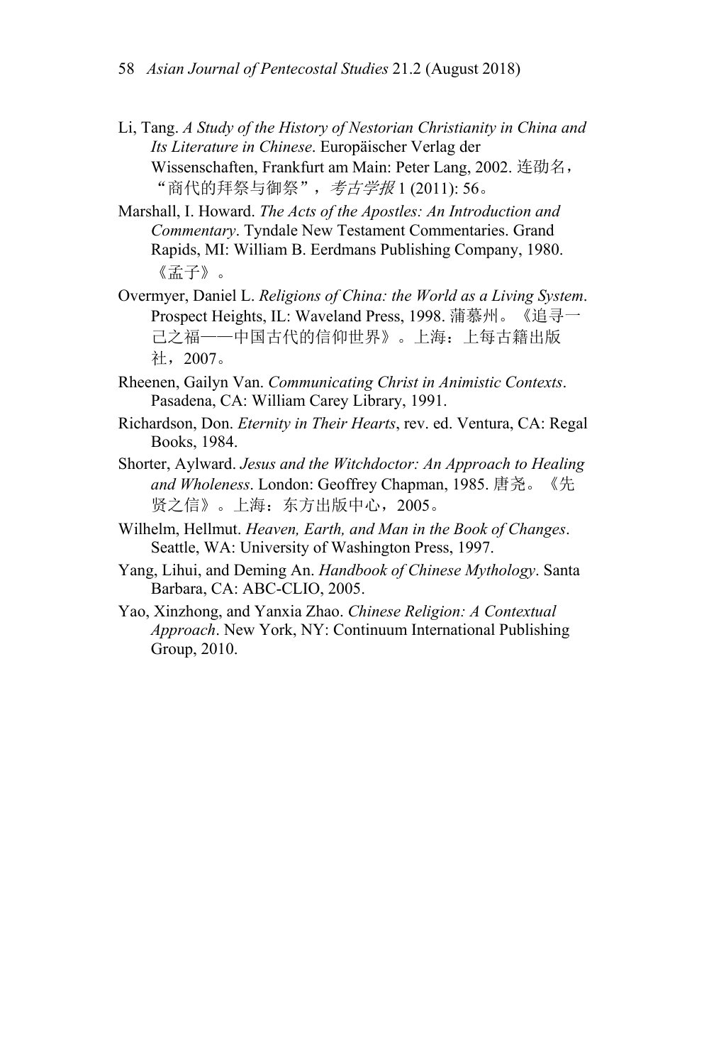Li, Tang. *A Study of the History of Nestorian Christianity in China and Its Literature in Chinese*. Europäischer Verlag der Wissenschaften, Frankfurt am Main: Peter Lang, 2002. 连劭名，“商代的拜祭与御祭”，*考古学报* 1 (2011): 56。

Marshall, I. Howard. *The Acts of the Apostles: An Introduction and Commentary*. Tyndale New Testament Commentaries. Grand Rapids, MI: William B. Eerdmans Publishing Company, 1980. 《孟子》。

Overmyer, Daniel L. *Religions of China: the World as a Living System*. Prospect Heights, IL: Waveland Press, 1998. 蒲慕州。《追寻一己之福——中国古代的信仰世界》。上海：上每古籍出版社，2007。

Rheenen, Gailyn Van. *Communicating Christ in Animistic Contexts*. Pasadena, CA: William Carey Library, 1991.

Richardson, Don. *Eternity in Their Hearts*, rev. ed. Ventura, CA: Regal Books, 1984.

Shorter, Aylward. *Jesus and the Witchdoctor: An Approach to Healing and Wholeness*. London: Geoffrey Chapman, 1985. 唐尧。《先贤之信》。上海：东方出版中心，2005。

Wilhelm, Hellmut. *Heaven, Earth, and Man in the Book of Changes*. Seattle, WA: University of Washington Press, 1997.

Yang, Lihui, and Deming An. *Handbook of Chinese Mythology*. Santa Barbara, CA: ABC-CLIO, 2005.

Yao, Xinzhong, and Yanxia Zhao. *Chinese Religion: A Contextual Approach*. New York, NY: Continuum International Publishing Group, 2010.